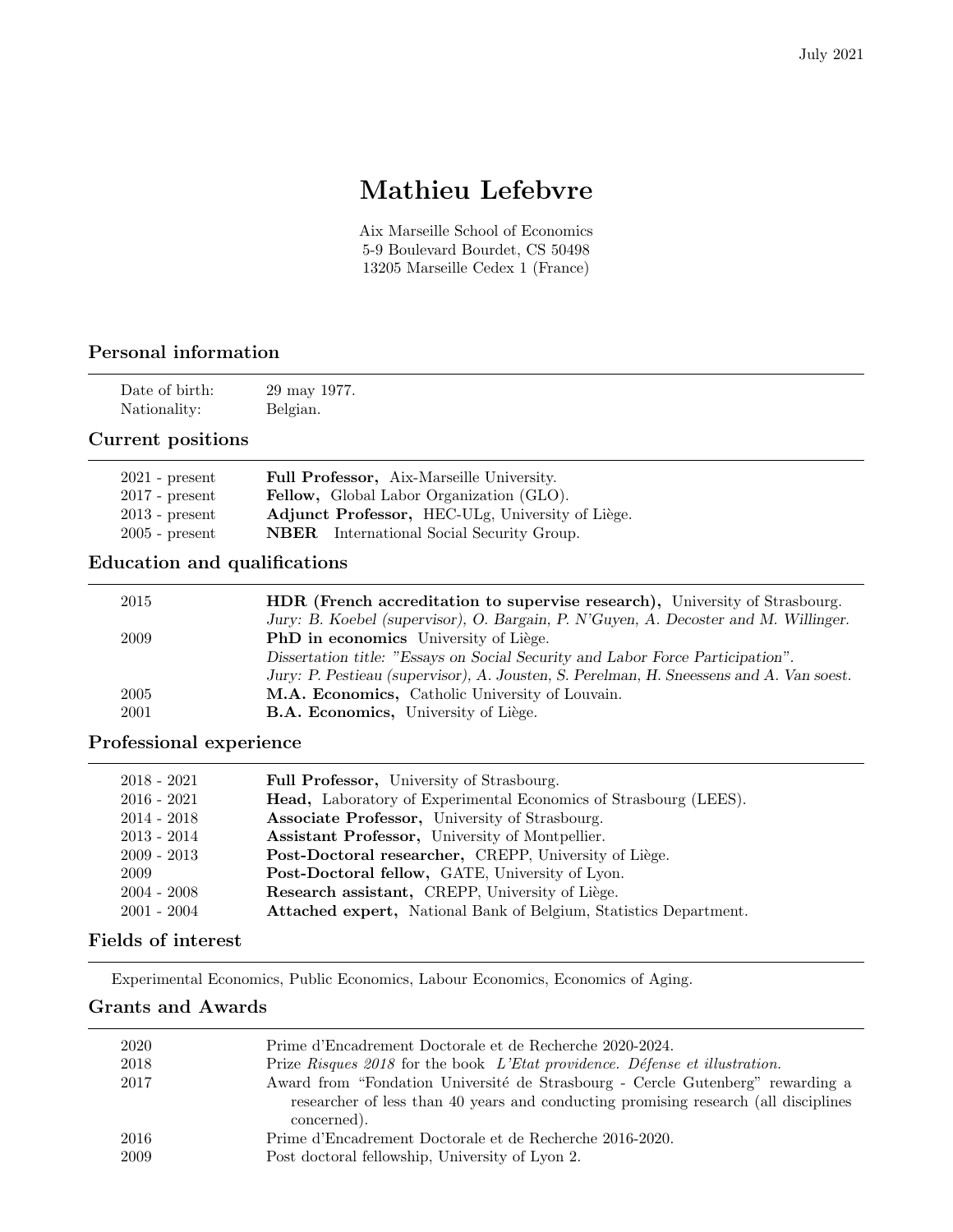July 2021

# Mathieu Lefebvre

Aix Marseille School of Economics
5-9 Boulevard Bourdet, CS 50498
13205 Marseille Cedex 1 (France)

## Personal information

| | |
|---|---|
| Date of birth: | 29 may 1977. |
| Nationality: | Belgian. |

## Current positions

| | |
|---|---|
| 2021 - present | **Full Professor,** Aix-Marseille University. |
| 2017 - present | **Fellow,** Global Labor Organization (GLO). |
| 2013 - present | **Adjunct Professor,** HEC-ULg, University of Liège. |
| 2005 - present | **NBER** International Social Security Group. |

## Education and qualifications

| | |
|---|---|
| 2015 | **HDR (French accreditation to supervise research),** University of Strasbourg. *Jury: B. Koebel (supervisor), O. Bargain, P. N'Guyen, A. Decoster and M. Willinger.* |
| 2009 | **PhD in economics** University of Liège. *Dissertation title: "Essays on Social Security and Labor Force Participation". Jury: P. Pestieau (supervisor), A. Jousten, S. Perelman, H. Sneessens and A. Van soest.* |
| 2005 | **M.A. Economics,** Catholic University of Louvain. |
| 2001 | **B.A. Economics,** University of Liège. |

## Professional experience

| | |
|---|---|
| 2018 - 2021 | **Full Professor,** University of Strasbourg. |
| 2016 - 2021 | **Head,** Laboratory of Experimental Economics of Strasbourg (LEES). |
| 2014 - 2018 | **Associate Professor,** University of Strasbourg. |
| 2013 - 2014 | **Assistant Professor,** University of Montpellier. |
| 2009 - 2013 | **Post-Doctoral researcher,** CREPP, University of Liège. |
| 2009 | **Post-Doctoral fellow,** GATE, University of Lyon. |
| 2004 - 2008 | **Research assistant,** CREPP, University of Liège. |
| 2001 - 2004 | **Attached expert,** National Bank of Belgium, Statistics Department. |

## Fields of interest

Experimental Economics, Public Economics, Labour Economics, Economics of Aging.

## Grants and Awards

| | |
|---|---|
| 2020 | Prime d'Encadrement Doctorale et de Recherche 2020-2024. |
| 2018 | Prize *Risques 2018* for the book *L'Etat providence. Défense et illustration.* |
| 2017 | Award from "Fondation Université de Strasbourg - Cercle Gutenberg" rewarding a researcher of less than 40 years and conducting promising research (all disciplines concerned). |
| 2016 | Prime d'Encadrement Doctorale et de Recherche 2016-2020. |
| 2009 | Post doctoral fellowship, University of Lyon 2. |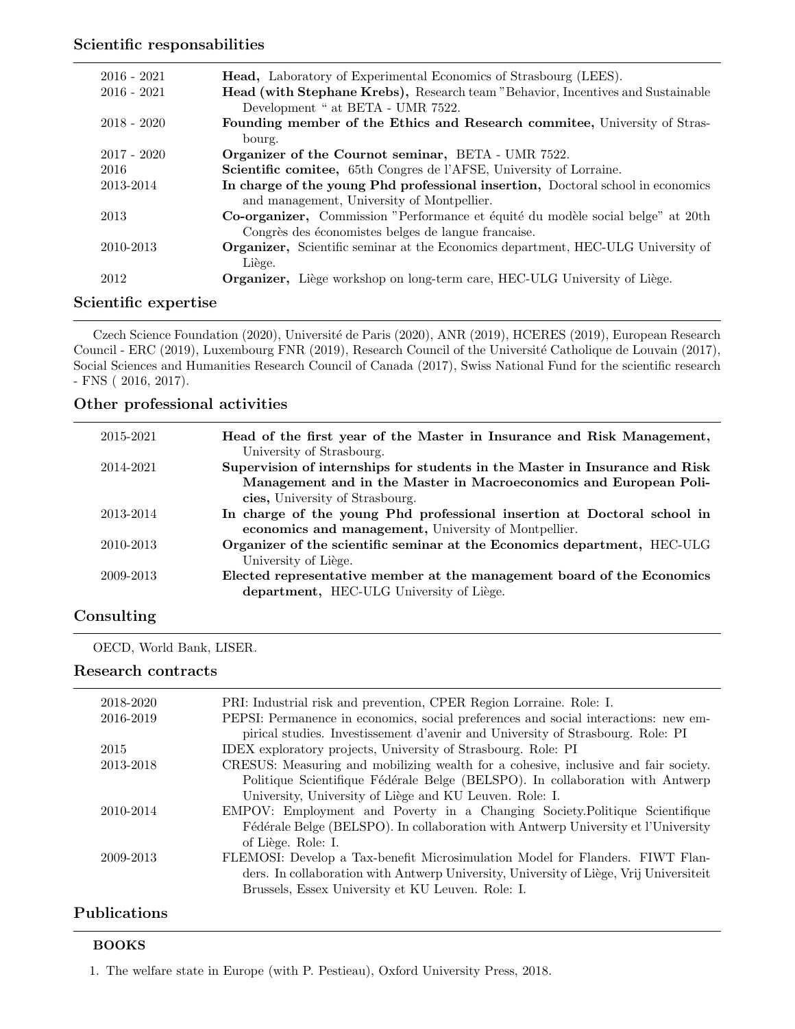## Scientific responsabilities

| | |
|---|---|
| 2016 - 2021 | **Head,** Laboratory of Experimental Economics of Strasbourg (LEES). |
| 2016 - 2021 | **Head (with Stephane Krebs),** Research team "Behavior, Incentives and Sustainable Development " at BETA - UMR 7522. |
| 2018 - 2020 | **Founding member of the Ethics and Research commitee,** University of Strasbourg. |
| 2017 - 2020 | **Organizer of the Cournot seminar,** BETA - UMR 7522. |
| 2016 | **Scientific comitee,** 65th Congres de l'AFSE, University of Lorraine. |
| 2013-2014 | **In charge of the young Phd professional insertion,** Doctoral school in economics and management, University of Montpellier. |
| 2013 | **Co-organizer,** Commission "Performance et équité du modèle social belge" at 20th Congrès des économistes belges de langue francaise. |
| 2010-2013 | **Organizer,** Scientific seminar at the Economics department, HEC-ULG University of Liège. |
| 2012 | **Organizer,** Liège workshop on long-term care, HEC-ULG University of Liège. |

## Scientific expertise

Czech Science Foundation (2020), Université de Paris (2020), ANR (2019), HCERES (2019), European Research Council - ERC (2019), Luxembourg FNR (2019), Research Council of the Université Catholique de Louvain (2017), Social Sciences and Humanities Research Council of Canada (2017), Swiss National Fund for the scientific research - FNS ( 2016, 2017).

## Other professional activities

| | |
|---|---|
| 2015-2021 | **Head of the first year of the Master in Insurance and Risk Management,** University of Strasbourg. |
| 2014-2021 | **Supervision of internships for students in the Master in Insurance and Risk Management and in the Master in Macroeconomics and European Policies,** University of Strasbourg. |
| 2013-2014 | **In charge of the young Phd professional insertion at Doctoral school in economics and management,** University of Montpellier. |
| 2010-2013 | **Organizer of the scientific seminar at the Economics department,** HEC-ULG University of Liège. |
| 2009-2013 | **Elected representative member at the management board of the Economics department,** HEC-ULG University of Liège. |

## Consulting

OECD, World Bank, LISER.

## Research contracts

| | |
|---|---|
| 2018-2020 | PRI: Industrial risk and prevention, CPER Region Lorraine. Role: I. |
| 2016-2019 | PEPSI: Permanence in economics, social preferences and social interactions: new empirical studies. Investissement d'avenir and University of Strasbourg. Role: PI |
| 2015 | IDEX exploratory projects, University of Strasbourg. Role: PI |
| 2013-2018 | CRESUS: Measuring and mobilizing wealth for a cohesive, inclusive and fair society. Politique Scientifique Fédérale Belge (BELSPO). In collaboration with Antwerp University, University of Liège and KU Leuven. Role: I. |
| 2010-2014 | EMPOV: Employment and Poverty in a Changing Society.Politique Scientifique Fédérale Belge (BELSPO). In collaboration with Antwerp University et l'University of Liège. Role: I. |
| 2009-2013 | FLEMOSI: Develop a Tax-benefit Microsimulation Model for Flanders. FIWT Flanders. In collaboration with Antwerp University, University of Liège, Vrij Universiteit Brussels, Essex University et KU Leuven. Role: I. |

## Publications

### BOOKS

1. The welfare state in Europe (with P. Pestieau), Oxford University Press, 2018.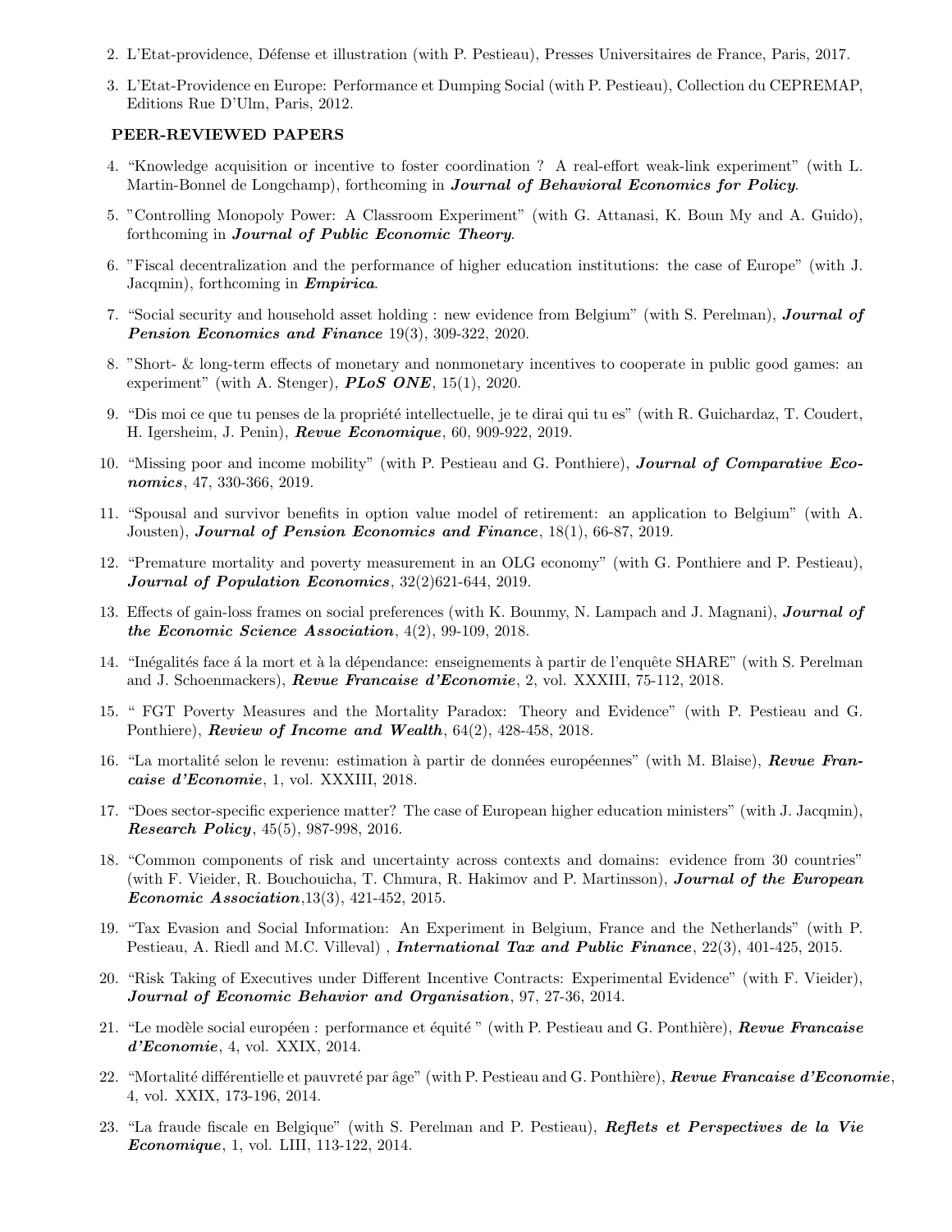2. L'Etat-providence, Défense et illustration (with P. Pestieau), Presses Universitaires de France, Paris, 2017.
3. L'Etat-Providence en Europe: Performance et Dumping Social (with P. Pestieau), Collection du CEPREMAP, Editions Rue D'Ulm, Paris, 2012.

**PEER-REVIEWED PAPERS**

4. "Knowledge acquisition or incentive to foster coordination ? A real-effort weak-link experiment" (with L. Martin-Bonnel de Longchamp), forthcoming in ***Journal of Behavioral Economics for Policy***.
5. "Controlling Monopoly Power: A Classroom Experiment" (with G. Attanasi, K. Boun My and A. Guido), forthcoming in ***Journal of Public Economic Theory***.
6. "Fiscal decentralization and the performance of higher education institutions: the case of Europe" (with J. Jacqmin), forthcoming in ***Empirica***.
7. "Social security and household asset holding : new evidence from Belgium" (with S. Perelman), ***Journal of Pension Economics and Finance*** 19(3), 309-322, 2020.
8. "Short- & long-term effects of monetary and nonmonetary incentives to cooperate in public good games: an experiment" (with A. Stenger), ***PLoS ONE***, 15(1), 2020.
9. "Dis moi ce que tu penses de la propriété intellectuelle, je te dirai qui tu es" (with R. Guichardaz, T. Coudert, H. Igersheim, J. Penin), ***Revue Economique***, 60, 909-922, 2019.
10. "Missing poor and income mobility" (with P. Pestieau and G. Ponthiere), ***Journal of Comparative Economics***, 47, 330-366, 2019.
11. "Spousal and survivor benefits in option value model of retirement: an application to Belgium" (with A. Jousten), ***Journal of Pension Economics and Finance***, 18(1), 66-87, 2019.
12. "Premature mortality and poverty measurement in an OLG economy" (with G. Ponthiere and P. Pestieau), ***Journal of Population Economics***, 32(2)621-644, 2019.
13. Effects of gain-loss frames on social preferences (with K. Bounmy, N. Lampach and J. Magnani), ***Journal of the Economic Science Association***, 4(2), 99-109, 2018.
14. "Inégalités face á la mort et à la dépendance: enseignements à partir de l'enquête SHARE" (with S. Perelman and J. Schoenmackers), ***Revue Francaise d'Economie***, 2, vol. XXXIII, 75-112, 2018.
15. " FGT Poverty Measures and the Mortality Paradox: Theory and Evidence" (with P. Pestieau and G. Ponthiere), ***Review of Income and Wealth***, 64(2), 428-458, 2018.
16. "La mortalité selon le revenu: estimation à partir de données européennes" (with M. Blaise), ***Revue Francaise d'Economie***, 1, vol. XXXIII, 2018.
17. "Does sector-specific experience matter? The case of European higher education ministers" (with J. Jacqmin), ***Research Policy***, 45(5), 987-998, 2016.
18. "Common components of risk and uncertainty across contexts and domains: evidence from 30 countries" (with F. Vieider, R. Bouchouicha, T. Chmura, R. Hakimov and P. Martinsson), ***Journal of the European Economic Association***,13(3), 421-452, 2015.
19. "Tax Evasion and Social Information: An Experiment in Belgium, France and the Netherlands" (with P. Pestieau, A. Riedl and M.C. Villeval) , ***International Tax and Public Finance***, 22(3), 401-425, 2015.
20. "Risk Taking of Executives under Different Incentive Contracts: Experimental Evidence" (with F. Vieider), ***Journal of Economic Behavior and Organisation***, 97, 27-36, 2014.
21. "Le modèle social européen : performance et équité " (with P. Pestieau and G. Ponthière), ***Revue Francaise d'Economie***, 4, vol. XXIX, 2014.
22. "Mortalité différentielle et pauvreté par âge" (with P. Pestieau and G. Ponthière), ***Revue Francaise d'Economie***, 4, vol. XXIX, 173-196, 2014.
23. "La fraude fiscale en Belgique" (with S. Perelman and P. Pestieau), ***Reflets et Perspectives de la Vie Economique***, 1, vol. LIII, 113-122, 2014.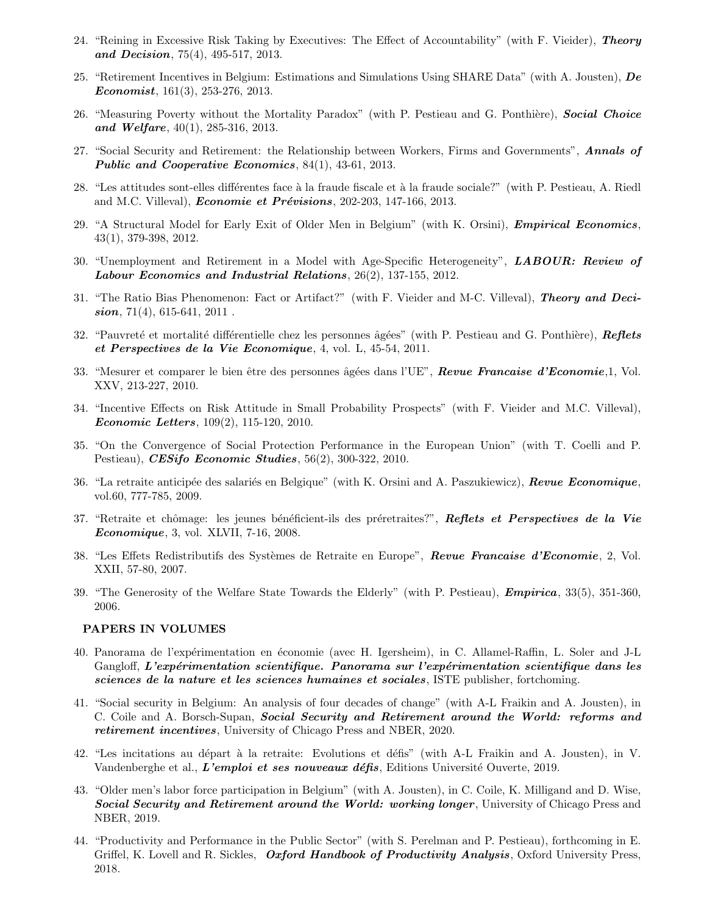24. "Reining in Excessive Risk Taking by Executives: The Effect of Accountability" (with F. Vieider), ***Theory and Decision***, 75(4), 495-517, 2013.

25. "Retirement Incentives in Belgium: Estimations and Simulations Using SHARE Data" (with A. Jousten), ***De Economist***, 161(3), 253-276, 2013.

26. "Measuring Poverty without the Mortality Paradox" (with P. Pestieau and G. Ponthière), ***Social Choice and Welfare***, 40(1), 285-316, 2013.

27. "Social Security and Retirement: the Relationship between Workers, Firms and Governments", ***Annals of Public and Cooperative Economics***, 84(1), 43-61, 2013.

28. "Les attitudes sont-elles différentes face à la fraude fiscale et à la fraude sociale?" (with P. Pestieau, A. Riedl and M.C. Villeval), ***Economie et Prévisions***, 202-203, 147-166, 2013.

29. "A Structural Model for Early Exit of Older Men in Belgium" (with K. Orsini), ***Empirical Economics***, 43(1), 379-398, 2012.

30. "Unemployment and Retirement in a Model with Age-Specific Heterogeneity", ***LABOUR: Review of Labour Economics and Industrial Relations***, 26(2), 137-155, 2012.

31. "The Ratio Bias Phenomenon: Fact or Artifact?" (with F. Vieider and M-C. Villeval), ***Theory and Decision***, 71(4), 615-641, 2011 .

32. "Pauvreté et mortalité différentielle chez les personnes âgées" (with P. Pestieau and G. Ponthière), ***Reflets et Perspectives de la Vie Economique***, 4, vol. L, 45-54, 2011.

33. "Mesurer et comparer le bien être des personnes âgées dans l'UE", ***Revue Francaise d'Economie***,1, Vol. XXV, 213-227, 2010.

34. "Incentive Effects on Risk Attitude in Small Probability Prospects" (with F. Vieider and M.C. Villeval), ***Economic Letters***, 109(2), 115-120, 2010.

35. "On the Convergence of Social Protection Performance in the European Union" (with T. Coelli and P. Pestieau), ***CESifo Economic Studies***, 56(2), 300-322, 2010.

36. "La retraite anticipée des salariés en Belgique" (with K. Orsini and A. Paszukiewicz), ***Revue Economique***, vol.60, 777-785, 2009.

37. "Retraite et chômage: les jeunes bénéficient-ils des préretraites?", ***Reflets et Perspectives de la Vie Economique***, 3, vol. XLVII, 7-16, 2008.

38. "Les Effets Redistributifs des Systèmes de Retraite en Europe", ***Revue Francaise d'Economie***, 2, Vol. XXII, 57-80, 2007.

39. "The Generosity of the Welfare State Towards the Elderly" (with P. Pestieau), ***Empirica***, 33(5), 351-360, 2006.

**PAPERS IN VOLUMES**

40. Panorama de l'expérimentation en économie (avec H. Igersheim), in C. Allamel-Raffin, L. Soler and J-L Gangloff, ***L'expérimentation scientifique. Panorama sur l'expérimentation scientifique dans les sciences de la nature et les sciences humaines et sociales***, ISTE publisher, fortchoming.

41. "Social security in Belgium: An analysis of four decades of change" (with A-L Fraikin and A. Jousten), in C. Coile and A. Borsch-Supan, ***Social Security and Retirement around the World: reforms and retirement incentives***, University of Chicago Press and NBER, 2020.

42. "Les incitations au départ à la retraite: Evolutions et défis" (with A-L Fraikin and A. Jousten), in V. Vandenberghe et al., ***L'emploi et ses nouveaux défis***, Editions Université Ouverte, 2019.

43. "Older men's labor force participation in Belgium" (with A. Jousten), in C. Coile, K. Milligand and D. Wise, ***Social Security and Retirement around the World: working longer***, University of Chicago Press and NBER, 2019.

44. "Productivity and Performance in the Public Sector" (with S. Perelman and P. Pestieau), forthcoming in E. Griffel, K. Lovell and R. Sickles, ***Oxford Handbook of Productivity Analysis***, Oxford University Press, 2018.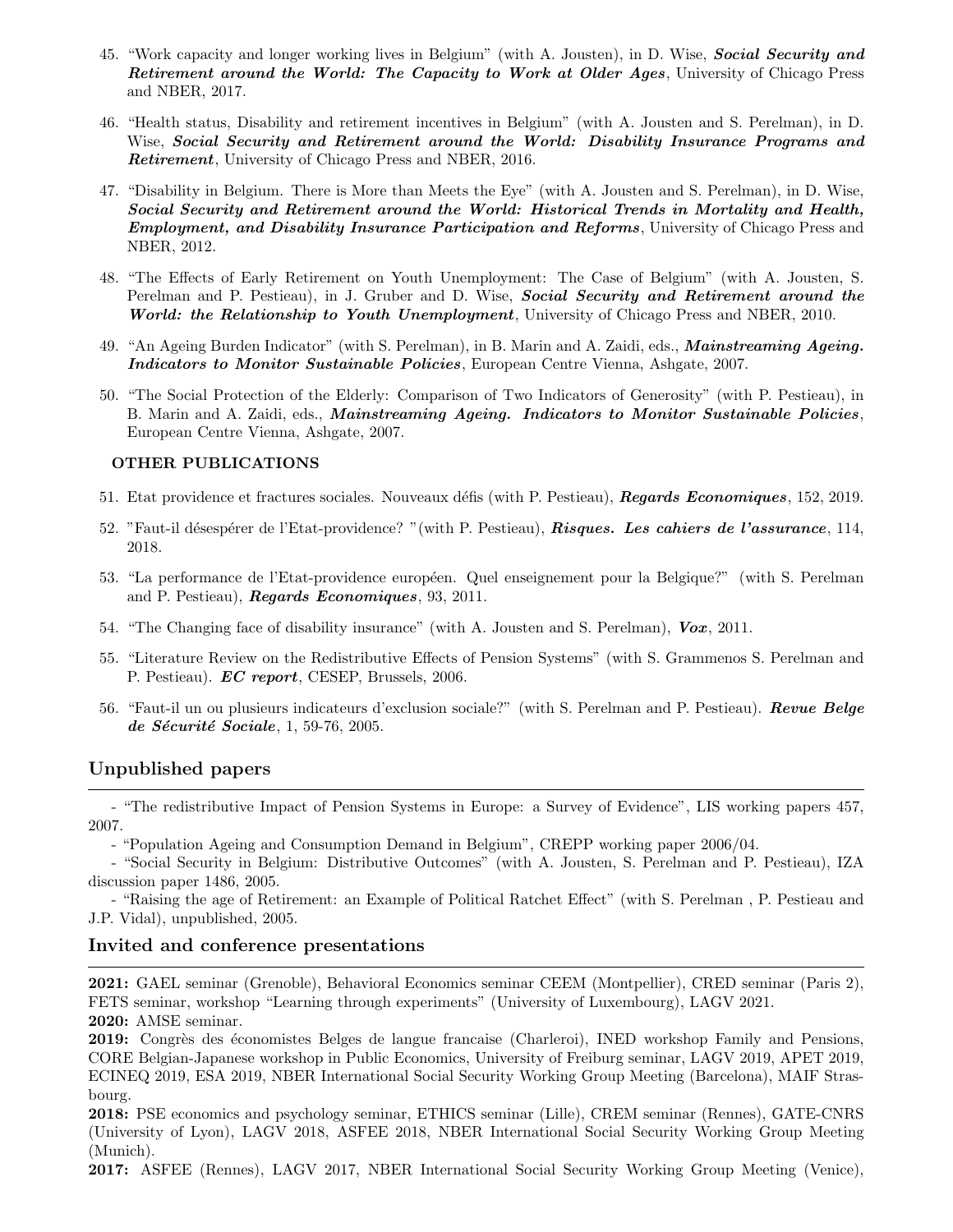45. "Work capacity and longer working lives in Belgium" (with A. Jousten), in D. Wise, ***Social Security and Retirement around the World: The Capacity to Work at Older Ages***, University of Chicago Press and NBER, 2017.

46. "Health status, Disability and retirement incentives in Belgium" (with A. Jousten and S. Perelman), in D. Wise, ***Social Security and Retirement around the World: Disability Insurance Programs and Retirement***, University of Chicago Press and NBER, 2016.

47. "Disability in Belgium. There is More than Meets the Eye" (with A. Jousten and S. Perelman), in D. Wise, ***Social Security and Retirement around the World: Historical Trends in Mortality and Health, Employment, and Disability Insurance Participation and Reforms***, University of Chicago Press and NBER, 2012.

48. "The Effects of Early Retirement on Youth Unemployment: The Case of Belgium" (with A. Jousten, S. Perelman and P. Pestieau), in J. Gruber and D. Wise, ***Social Security and Retirement around the World: the Relationship to Youth Unemployment***, University of Chicago Press and NBER, 2010.

49. "An Ageing Burden Indicator" (with S. Perelman), in B. Marin and A. Zaidi, eds., ***Mainstreaming Ageing. Indicators to Monitor Sustainable Policies***, European Centre Vienna, Ashgate, 2007.

50. "The Social Protection of the Elderly: Comparison of Two Indicators of Generosity" (with P. Pestieau), in B. Marin and A. Zaidi, eds., ***Mainstreaming Ageing. Indicators to Monitor Sustainable Policies***, European Centre Vienna, Ashgate, 2007.

### OTHER PUBLICATIONS

51. Etat providence et fractures sociales. Nouveaux défis (with P. Pestieau), ***Regards Economiques***, 152, 2019.

52. "Faut-il désespérer de l'Etat-providence? "(with P. Pestieau), ***Risques. Les cahiers de l'assurance***, 114, 2018.

53. "La performance de l'Etat-providence européen. Quel enseignement pour la Belgique?" (with S. Perelman and P. Pestieau), ***Regards Economiques***, 93, 2011.

54. "The Changing face of disability insurance" (with A. Jousten and S. Perelman), ***Vox***, 2011.

55. "Literature Review on the Redistributive Effects of Pension Systems" (with S. Grammenos S. Perelman and P. Pestieau). ***EC report***, CESEP, Brussels, 2006.

56. "Faut-il un ou plusieurs indicateurs d'exclusion sociale?" (with S. Perelman and P. Pestieau). ***Revue Belge de Sécurité Sociale***, 1, 59-76, 2005.

## Unpublished papers

- "The redistributive Impact of Pension Systems in Europe: a Survey of Evidence", LIS working papers 457, 2007.
- "Population Ageing and Consumption Demand in Belgium", CREPP working paper 2006/04.
- "Social Security in Belgium: Distributive Outcomes" (with A. Jousten, S. Perelman and P. Pestieau), IZA discussion paper 1486, 2005.
- "Raising the age of Retirement: an Example of Political Ratchet Effect" (with S. Perelman , P. Pestieau and J.P. Vidal), unpublished, 2005.

## Invited and conference presentations

**2021:** GAEL seminar (Grenoble), Behavioral Economics seminar CEEM (Montpellier), CRED seminar (Paris 2), FETS seminar, workshop "Learning through experiments" (University of Luxembourg), LAGV 2021.
**2020:** AMSE seminar.
**2019:** Congrès des économistes Belges de langue francaise (Charleroi), INED workshop Family and Pensions, CORE Belgian-Japanese workshop in Public Economics, University of Freiburg seminar, LAGV 2019, APET 2019, ECINEQ 2019, ESA 2019, NBER International Social Security Working Group Meeting (Barcelona), MAIF Strasbourg.
**2018:** PSE economics and psychology seminar, ETHICS seminar (Lille), CREM seminar (Rennes), GATE-CNRS (University of Lyon), LAGV 2018, ASFEE 2018, NBER International Social Security Working Group Meeting (Munich).
**2017:** ASFEE (Rennes), LAGV 2017, NBER International Social Security Working Group Meeting (Venice),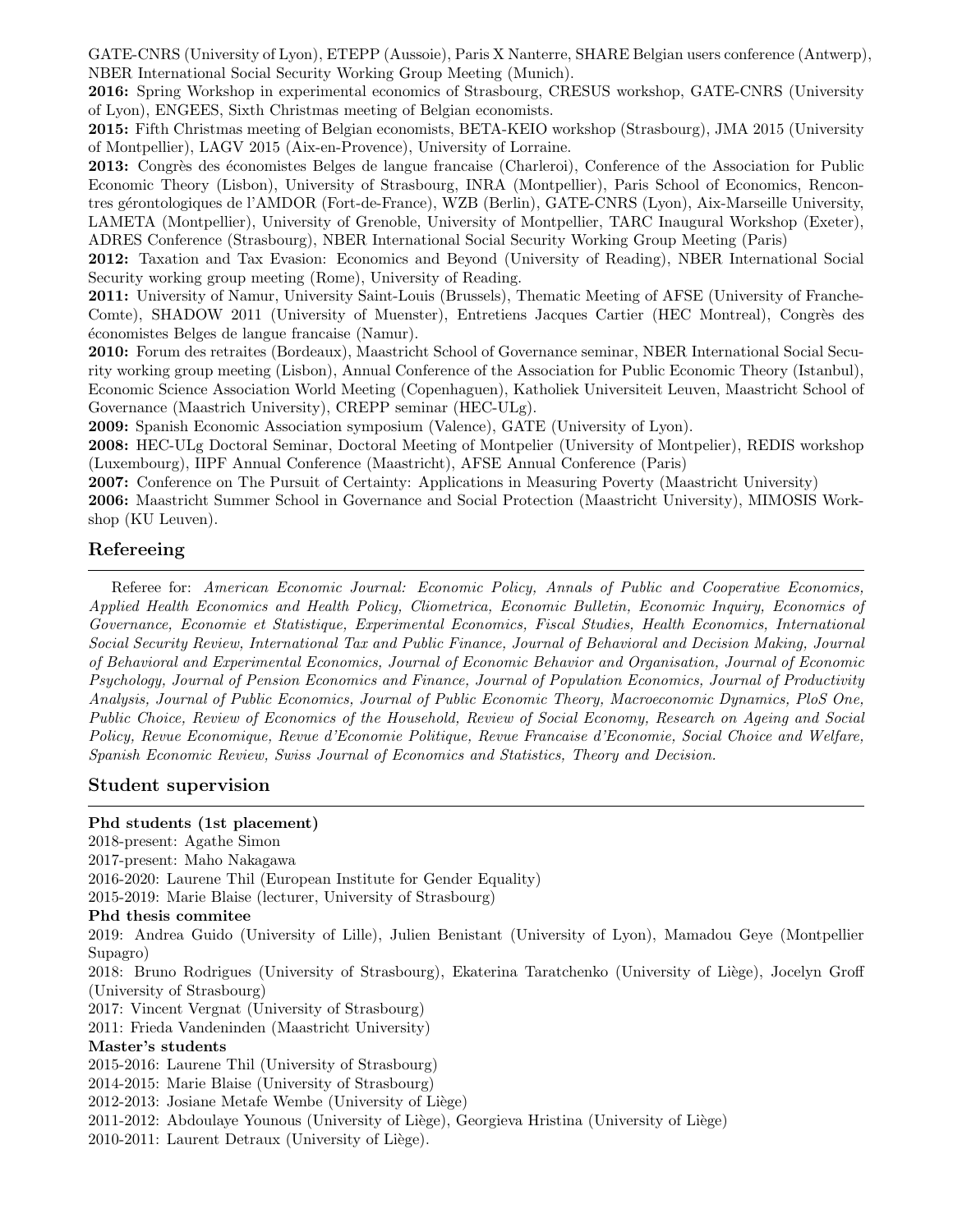GATE-CNRS (University of Lyon), ETEPP (Aussoie), Paris X Nanterre, SHARE Belgian users conference (Antwerp), NBER International Social Security Working Group Meeting (Munich).

**2016:** Spring Workshop in experimental economics of Strasbourg, CRESUS workshop, GATE-CNRS (University of Lyon), ENGEES, Sixth Christmas meeting of Belgian economists.

**2015:** Fifth Christmas meeting of Belgian economists, BETA-KEIO workshop (Strasbourg), JMA 2015 (University of Montpellier), LAGV 2015 (Aix-en-Provence), University of Lorraine.

**2013:** Congrès des économistes Belges de langue francaise (Charleroi), Conference of the Association for Public Economic Theory (Lisbon), University of Strasbourg, INRA (Montpellier), Paris School of Economics, Rencontres gérontologiques de l'AMDOR (Fort-de-France), WZB (Berlin), GATE-CNRS (Lyon), Aix-Marseille University, LAMETA (Montpellier), University of Grenoble, University of Montpellier, TARC Inaugural Workshop (Exeter), ADRES Conference (Strasbourg), NBER International Social Security Working Group Meeting (Paris)

**2012:** Taxation and Tax Evasion: Economics and Beyond (University of Reading), NBER International Social Security working group meeting (Rome), University of Reading.

**2011:** University of Namur, University Saint-Louis (Brussels), Thematic Meeting of AFSE (University of Franche-Comte), SHADOW 2011 (University of Muenster), Entretiens Jacques Cartier (HEC Montreal), Congrès des économistes Belges de langue francaise (Namur).

**2010:** Forum des retraites (Bordeaux), Maastricht School of Governance seminar, NBER International Social Security working group meeting (Lisbon), Annual Conference of the Association for Public Economic Theory (Istanbul), Economic Science Association World Meeting (Copenhaguen), Katholiek Universiteit Leuven, Maastricht School of Governance (Maastrich University), CREPP seminar (HEC-ULg).

**2009:** Spanish Economic Association symposium (Valence), GATE (University of Lyon).

**2008:** HEC-ULg Doctoral Seminar, Doctoral Meeting of Montpelier (University of Montpelier), REDIS workshop (Luxembourg), IIPF Annual Conference (Maastricht), AFSE Annual Conference (Paris)

**2007:** Conference on The Pursuit of Certainty: Applications in Measuring Poverty (Maastricht University)

**2006:** Maastricht Summer School in Governance and Social Protection (Maastricht University), MIMOSIS Workshop (KU Leuven).

## Refereeing

Referee for: *American Economic Journal: Economic Policy, Annals of Public and Cooperative Economics, Applied Health Economics and Health Policy, Cliometrica, Economic Bulletin, Economic Inquiry, Economics of Governance, Economie et Statistique, Experimental Economics, Fiscal Studies, Health Economics, International Social Security Review, International Tax and Public Finance, Journal of Behavioral and Decision Making, Journal of Behavioral and Experimental Economics, Journal of Economic Behavior and Organisation, Journal of Economic Psychology, Journal of Pension Economics and Finance, Journal of Population Economics, Journal of Productivity Analysis, Journal of Public Economics, Journal of Public Economic Theory, Macroeconomic Dynamics, PloS One, Public Choice, Review of Economics of the Household, Review of Social Economy, Research on Ageing and Social Policy, Revue Economique, Revue d'Economie Politique, Revue Francaise d'Economie, Social Choice and Welfare, Spanish Economic Review, Swiss Journal of Economics and Statistics, Theory and Decision.*

## Student supervision

**Phd students (1st placement)**

2018-present: Agathe Simon
2017-present: Maho Nakagawa
2016-2020: Laurene Thil (European Institute for Gender Equality)
2015-2019: Marie Blaise (lecturer, University of Strasbourg)

**Phd thesis commitee**

2019: Andrea Guido (University of Lille), Julien Benistant (University of Lyon), Mamadou Geye (Montpellier Supagro)
2018: Bruno Rodrigues (University of Strasbourg), Ekaterina Taratchenko (University of Liège), Jocelyn Groff (University of Strasbourg)
2017: Vincent Vergnat (University of Strasbourg)
2011: Frieda Vandeninden (Maastricht University)

**Master's students**

2015-2016: Laurene Thil (University of Strasbourg)
2014-2015: Marie Blaise (University of Strasbourg)
2012-2013: Josiane Metafe Wembe (University of Liège)
2011-2012: Abdoulaye Younous (University of Liège), Georgieva Hristina (University of Liège)
2010-2011: Laurent Detraux (University of Liège).